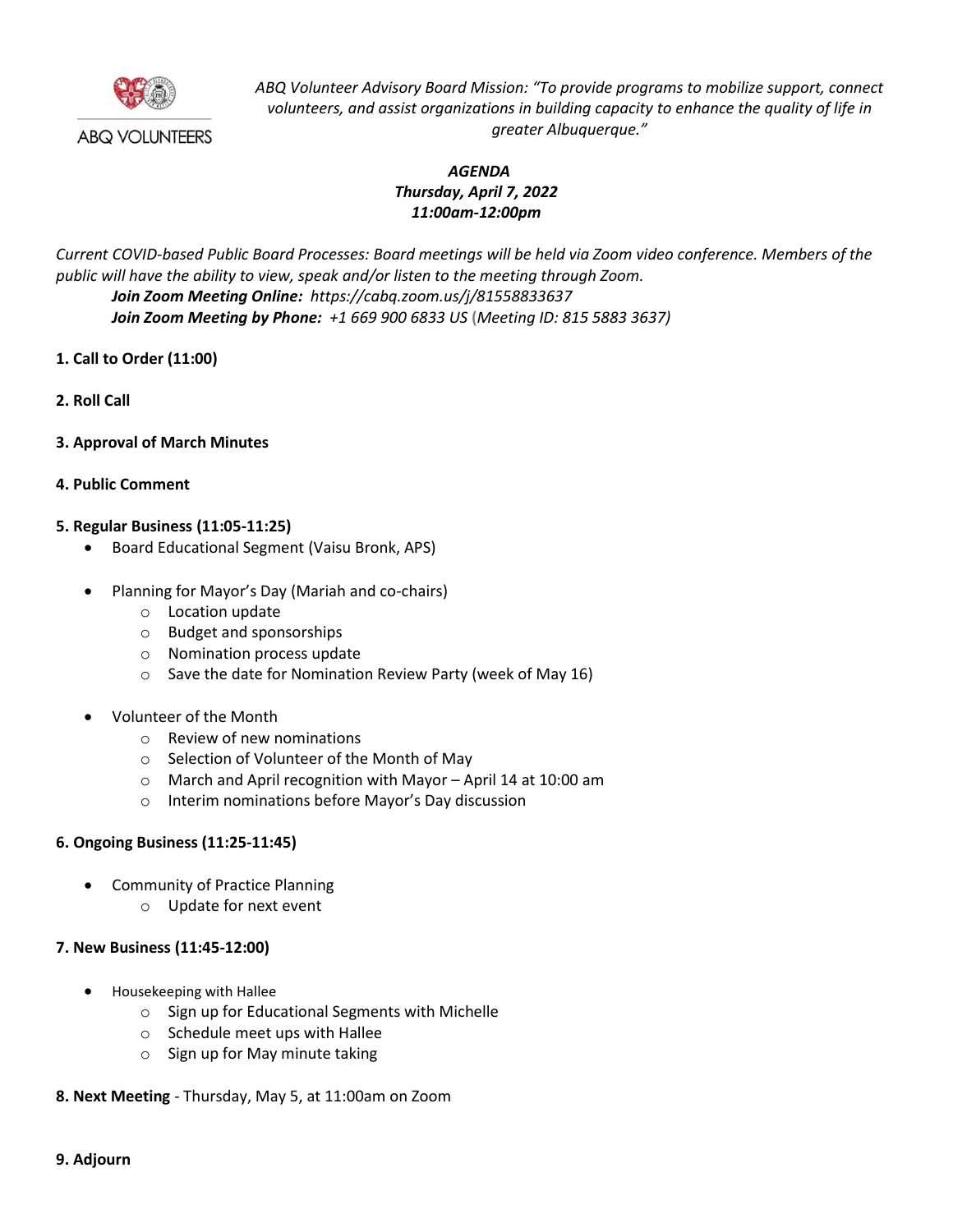ABQ VOLUNTEERS

*ABQ Volunteer Advisory Board Mission: "To provide programs to mobilize support, connect volunteers, and assist organizations in building capacity to enhance the quality of life in greater Albuquerque."*

***AGENDA***
***Thursday, April 7, 2022***
***11:00am-12:00pm***

*Current COVID-based Public Board Processes: Board meetings will be held via Zoom video conference. Members of the public will have the ability to view, speak and/or listen to the meeting through Zoom.*

***Join Zoom Meeting Online:*** *https://cabq.zoom.us/j/81558833637*
***Join Zoom Meeting by Phone:*** *+1 669 900 6833 US (Meeting ID: 815 5883 3637)*

**1. Call to Order (11:00)**

**2. Roll Call**

**3. Approval of March Minutes**

**4. Public Comment**

**5. Regular Business (11:05-11:25)**

- Board Educational Segment (Vaisu Bronk, APS)
- Planning for Mayor's Day (Mariah and co-chairs)
  - Location update
  - Budget and sponsorships
  - Nomination process update
  - Save the date for Nomination Review Party (week of May 16)
- Volunteer of the Month
  - Review of new nominations
  - Selection of Volunteer of the Month of May
  - March and April recognition with Mayor – April 14 at 10:00 am
  - Interim nominations before Mayor's Day discussion

**6. Ongoing Business (11:25-11:45)**

- Community of Practice Planning
  - Update for next event

**7. New Business (11:45-12:00)**

- Housekeeping with Hallee
  - Sign up for Educational Segments with Michelle
  - Schedule meet ups with Hallee
  - Sign up for May minute taking

**8. Next Meeting** - Thursday, May 5, at 11:00am on Zoom

**9. Adjourn**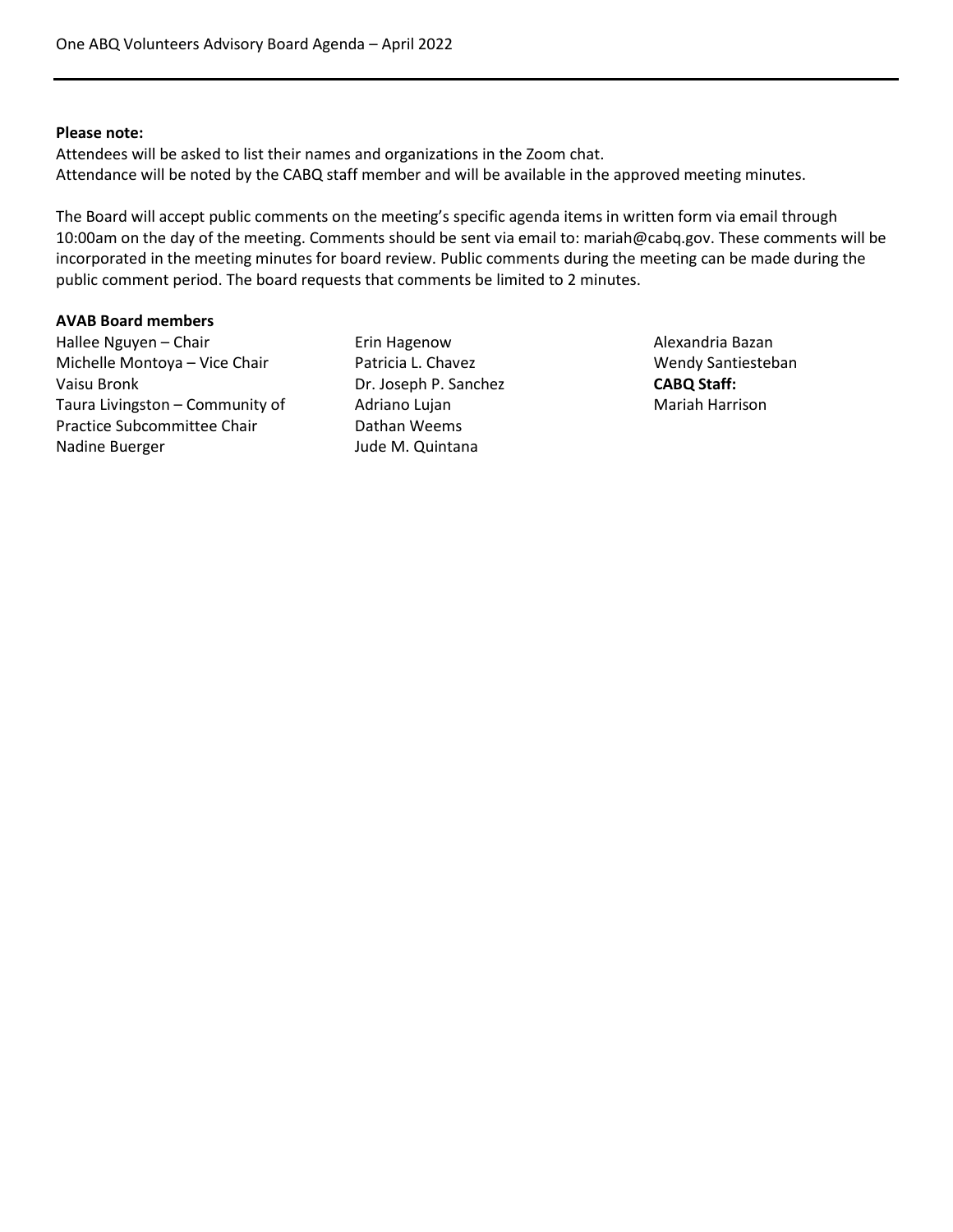**Please note:**

Attendees will be asked to list their names and organizations in the Zoom chat.
Attendance will be noted by the CABQ staff member and will be available in the approved meeting minutes.

The Board will accept public comments on the meeting's specific agenda items in written form via email through 10:00am on the day of the meeting. Comments should be sent via email to: mariah@cabq.gov. These comments will be incorporated in the meeting minutes for board review. Public comments during the meeting can be made during the public comment period. The board requests that comments be limited to 2 minutes.

**AVAB Board members**

Hallee Nguyen – Chair
Michelle Montoya – Vice Chair
Vaisu Bronk
Taura Livingston – Community of Practice Subcommittee Chair
Nadine Buerger
Erin Hagenow
Patricia L. Chavez
Dr. Joseph P. Sanchez
Adriano Lujan
Dathan Weems
Jude M. Quintana
Alexandria Bazan
Wendy Santiesteban

**CABQ Staff:**
Mariah Harrison